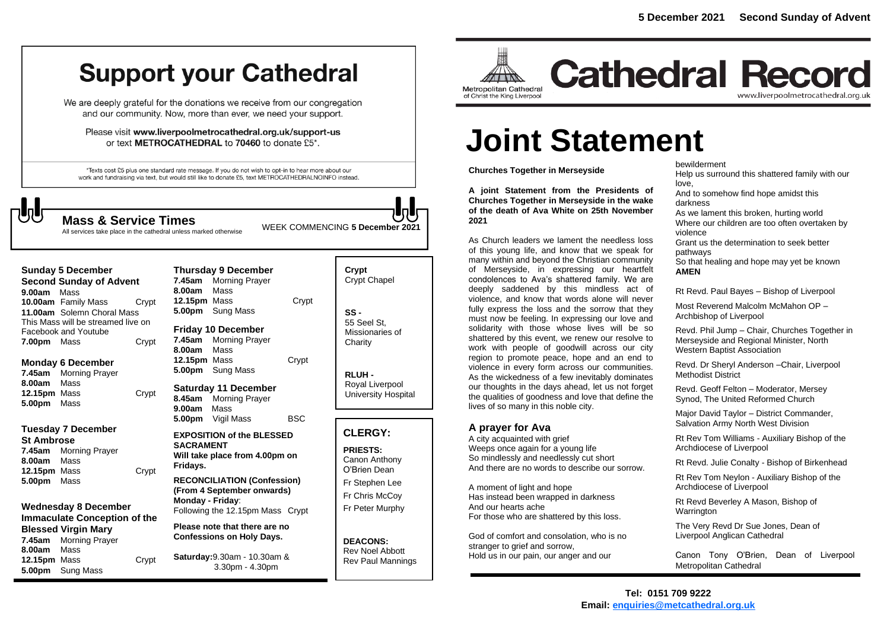5 December 2021 Second Sunday of Advent

# Support your Cathedral

We are deeply grateful for the donations we receive from our congregation and our community. Now, more than ever, we need your support.

Please visit **www.liverpoolmetrocathedral.org.uk/support-us** or text **METROCATHEDRAL** to **70460** to donate £5*.

*Texts cost £5 plus one standard rate message. If you do not wish to opt-in to hear more about our work and fundraising via text, but would still like to donate £5, text METROCATHEDRALNOINFO instead.

## Mass & Service Times

All services take place in the cathedral unless marked otherwise

WEEK COMMENCING **5 December 2021**

**Sunday 5 December**
**Second Sunday of Advent**
**9.00am** Mass
**10.00am** Family Mass Crypt
**11.00am** Solemn Choral Mass
This Mass will be streamed live on Facebook and Youtube
**7.00pm** Mass Crypt

**Monday 6 December**
**7.45am** Morning Prayer
**8.00am** Mass
**12.15pm** Mass Crypt
**5.00pm** Mass

**Tuesday 7 December**
**St Ambrose**
**7.45am** Morning Prayer
**8.00am** Mass
**12.15pm** Mass Crypt
**5.00pm** Mass

**Wednesday 8 December**
**Immaculate Conception of the Blessed Virgin Mary**
**7.45am** Morning Prayer
**8.00am** Mass
**12.15pm** Mass Crypt
**5.00pm** Sung Mass

**Thursday 9 December**
**7.45am** Morning Prayer
**8.00am** Mass
**12.15pm** Mass Crypt
**5.00pm** Sung Mass

**Friday 10 December**
**7.45am** Morning Prayer
**8.00am** Mass
**12.15pm** Mass Crypt
**5.00pm** Sung Mass

**Saturday 11 December**
**8.45am** Morning Prayer
**9.00am** Mass
**5.00pm** Vigil Mass BSC

**EXPOSITION of the BLESSED SACRAMENT**
**Will take place from 4.00pm on Fridays.**

**RECONCILIATION (Confession) (From 4 September onwards)**
**Monday - Friday**:
Following the 12.15pm Mass Crypt

**Please note that there are no Confessions on Holy Days.**

**Saturday:** 9.30am - 10.30am & 3.30pm - 4.30pm

**Crypt**
Crypt Chapel

**SS -**
55 Seel St, Missionaries of Charity

**RLUH -**
Royal Liverpool University Hospital

## CLERGY:

**PRIESTS:**
Canon Anthony O'Brien Dean
Fr Stephen Lee
Fr Chris McCoy
Fr Peter Murphy

**DEACONS:**
Rev Noel Abbott
Rev Paul Mannings

Metropolitan Cathedral of Christ the King Liverpool

# Cathedral Record

www.liverpoolmetrocathedral.org.uk

# Joint Statement

**Churches Together in Merseyside**

**A joint Statement from the Presidents of Churches Together in Merseyside in the wake of the death of Ava White on 25th November 2021**

As Church leaders we lament the needless loss of this young life, and know that we speak for many within and beyond the Christian community of Merseyside, in expressing our heartfelt condolences to Ava's shattered family. We are deeply saddened by this mindless act of violence, and know that words alone will never fully express the loss and the sorrow that they must now be feeling. In expressing our love and solidarity with those whose lives will be so shattered by this event, we renew our resolve to work with people of goodwill across our city region to promote peace, hope and an end to violence in every form across our communities. As the wickedness of a few inevitably dominates our thoughts in the days ahead, let us not forget the qualities of goodness and love that define the lives of so many in this noble city.

## A prayer for Ava

A city acquainted with grief
Weeps once again for a young life
So mindlessly and needlessly cut short
And there are no words to describe our sorrow.

A moment of light and hope
Has instead been wrapped in darkness
And our hearts ache
For those who are shattered by this loss.

God of comfort and consolation, who is no stranger to grief and sorrow,
Hold us in our pain, our anger and our bewilderment
Help us surround this shattered family with our love,
And to somehow find hope amidst this darkness
As we lament this broken, hurting world
Where our children are too often overtaken by violence
Grant us the determination to seek better pathways
So that healing and hope may yet be known
**AMEN**

Rt Revd. Paul Bayes – Bishop of Liverpool

Most Reverend Malcolm McMahon OP – Archbishop of Liverpool

Revd. Phil Jump – Chair, Churches Together in Merseyside and Regional Minister, North Western Baptist Association

Revd. Dr Sheryl Anderson –Chair, Liverpool Methodist District

Revd. Geoff Felton – Moderator, Mersey Synod, The United Reformed Church

Major David Taylor – District Commander, Salvation Army North West Division

Rt Rev Tom Williams - Auxiliary Bishop of the Archdiocese of Liverpool

Rt Revd. Julie Conalty - Bishop of Birkenhead

Rt Rev Tom Neylon - Auxiliary Bishop of the Archdiocese of Liverpool

Rt Revd Beverley A Mason, Bishop of Warrington

The Very Revd Dr Sue Jones, Dean of Liverpool Anglican Cathedral

Canon Tony O'Brien, Dean of Liverpool Metropolitan Cathedral

**Tel: 0151 709 9222**
**Email: enquiries@metcathedral.org.uk**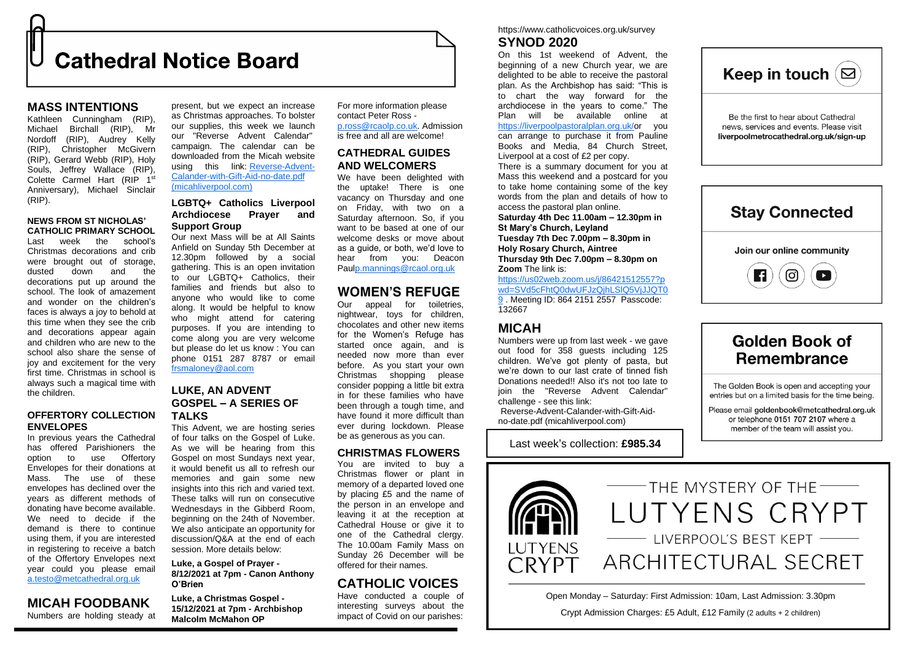# Cathedral Notice Board

## MASS INTENTIONS

Kathleen Cunningham (RIP), Michael Birchall (RIP), Mr Nordoff (RIP), Audrey Kelly (RIP), Christopher McGivern (RIP), Gerard Webb (RIP), Holy Souls, Jeffrey Wallace (RIP), Colette Carmel Hart (RIP 1st Anniversary), Michael Sinclair (RIP).

### NEWS FROM ST NICHOLAS' CATHOLIC PRIMARY SCHOOL

Last week the school's Christmas decorations and crib were brought out of storage, dusted down and the decorations put up around the school. The look of amazement and wonder on the children's faces is always such a joy to behold at this time when they see the crib and decorations appear again and children who are new to the school also share the sense of joy and excitement for the very first time. Christmas in school is always such a magical time with the children.

### OFFERTORY COLLECTION ENVELOPES

In previous years the Cathedral has offered Parishioners the option to use Offertory Envelopes for their donations at Mass. The use of these envelopes has declined over the years as different methods of donating have become available. We need to decide if the demand is there to continue using them, if you are interested in registering to receive a batch of the Offertory Envelopes next year could you please email a.testo@metcathedral.org.uk

## MICAH FOODBANK

Numbers are holding steady at present, but we expect an increase as Christmas approaches. To bolster our supplies, this week we launch our "Reverse Advent Calendar" campaign. The calendar can be downloaded from the Micah website using this link: Reverse-Advent-Calander-with-Gift-Aid-no-date.pdf (micahliverpool.com)

### LGBTQ+ Catholics Liverpool Archdiocese Prayer and Support Group

Our next Mass will be at All Saints Anfield on Sunday 5th December at 12.30pm followed by a social gathering. This is an open invitation to our LGBTQ+ Catholics, their families and friends but also to anyone who would like to come along. It would be helpful to know who might attend for catering purposes. If you are intending to come along you are very welcome but please do let us know : You can phone 0151 287 8787 or email frsmaloney@aol.com

### LUKE, AN ADVENT GOSPEL – A SERIES OF TALKS

This Advent, we are hosting series of four talks on the Gospel of Luke. As we will be hearing from this Gospel on most Sundays next year, it would benefit us all to refresh our memories and gain some new insights into this rich and varied text. These talks will run on consecutive Wednesdays in the Gibberd Room, beginning on the 24th of November. We also anticipate an opportunity for discussion/Q&A at the end of each session. More details below:

**Luke, a Gospel of Prayer - 8/12/2021 at 7pm - Canon Anthony O'Brien**

**Luke, a Christmas Gospel - 15/12/2021 at 7pm - Archbishop Malcolm McMahon OP**

For more information please contact Peter Ross - p.ross@rcaolp.co.uk. Admission is free and all are welcome!

### CATHEDRAL GUIDES AND WELCOMERS

We have been delighted with the uptake! There is one vacancy on Thursday and one on Friday, with two on a Saturday afternoon. So, if you want to be based at one of our welcome desks or move about as a guide, or both, we'd love to hear from you: Deacon Paul p.mannings@rcaol.org.uk

## WOMEN'S REFUGE

Our appeal for toiletries, nightwear, toys for children, chocolates and other new items for the Women's Refuge has started once again, and is needed now more than ever before. As you start your own Christmas shopping please consider popping a little bit extra in for these families who have been through a tough time, and have found it more difficult than ever during lockdown. Please be as generous as you can.

### CHRISTMAS FLOWERS

You are invited to buy a Christmas flower or plant in memory of a departed loved one by placing £5 and the name of the person in an envelope and leaving it at the reception at Cathedral House or give it to one of the Cathedral clergy. The 10.00am Family Mass on Sunday 26 December will be offered for their names.

## CATHOLIC VOICES

Have conducted a couple of interesting surveys about the impact of Covid on our parishes: https://www.catholicvoices.org.uk/survey

## SYNOD 2020

On this 1st weekend of Advent, the beginning of a new Church year, we are delighted to be able to receive the pastoral plan. As the Archbishop has said: "This is to chart the way forward for the archdiocese in the years to come." The Plan will be available online at https://liverpoolpastoralplan.org.uk/or you can arrange to purchase it from Pauline Books and Media, 84 Church Street, Liverpool at a cost of £2 per copy.

There is a summary document for you at Mass this weekend and a postcard for you to take home containing some of the key words from the plan and details of how to access the pastoral plan online.

**Saturday 4th Dec 11.00am – 12.30pm in St Mary's Church, Leyland**
**Tuesday 7th Dec 7.00pm – 8.30pm in Holy Rosary Church, Aintree**
**Thursday 9th Dec 7.00pm – 8.30pm on Zoom** The link is:
https://us02web.zoom.us/j/86421512557?pwd=SVd5cFhtQ0dwUFJzQjhLSlQ5VjJJQT09 . Meeting ID: 864 2151 2557 Passcode: 132667

## MICAH

Numbers were up from last week - we gave out food for 358 guests including 125 children. We've got plenty of pasta, but we're down to our last crate of tinned fish Donations needed!! Also it's not too late to join the "Reverse Advent Calendar" challenge - see this link:
Reverse-Advent-Calander-with-Gift-Aid-no-date.pdf (micahliverpool.com)

Last week's collection: **£985.34**

## Keep in touch

Be the first to hear about Cathedral news, services and events. Please visit **liverpoolmetrocathedral.org.uk/sign-up**

## Stay Connected

**Join our online community**

## Golden Book of Remembrance

The Golden Book is open and accepting your entries but on a limited basis for the time being.

Please email **goldenbook@metcathedral.org.uk** or telephone **0151 707 2107** where a member of the team will assist you.

## THE MYSTERY OF THE LUTYENS CRYPT

LIVERPOOL'S BEST KEPT ARCHITECTURAL SECRET

Open Monday – Saturday: First Admission: 10am, Last Admission: 3.30pm

Crypt Admission Charges: £5 Adult, £12 Family (2 adults + 2 children)